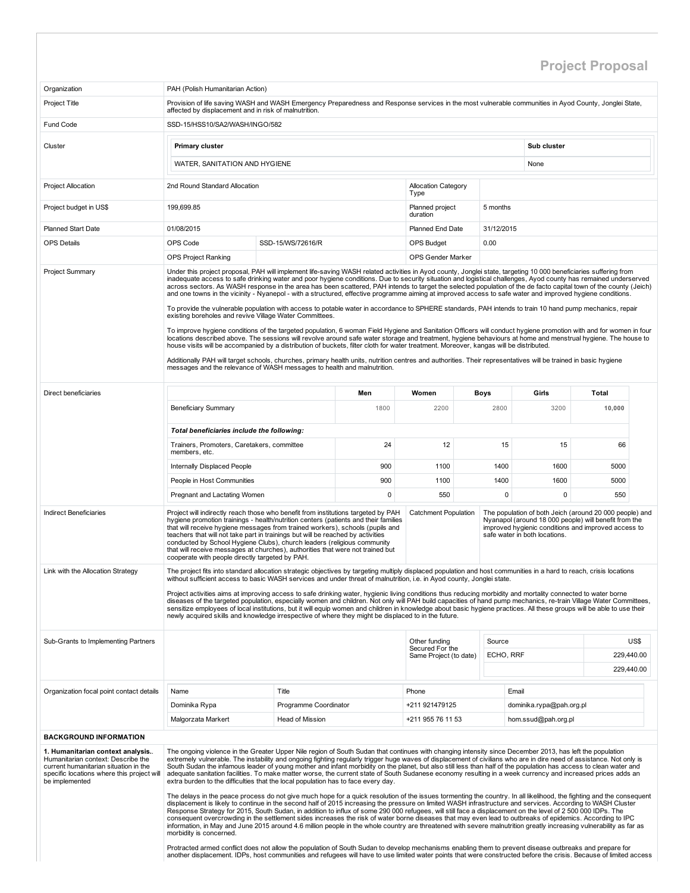# Project Proposal

| Organization | PAH (Polish Humanitarian Action) | | |
|---|---|---|---|
| Project Title | Provision of life saving WASH and WASH Emergency Preparedness and Response services in the most vulnerable communities in Ayod County, Jonglei State, affected by displacement and in risk of malnutrition. | | |
| Fund Code | SSD-15/HSS10/SA2/WASH/INGO/582 | | |
| Cluster | **Primary cluster**: WATER, SANITATION AND HYGIENE | **Sub cluster**: None | |
| Project Allocation | 2nd Round Standard Allocation | Allocation Category Type | |
| Project budget in US$ | 199,699.85 | Planned project duration | 5 months |
| Planned Start Date | 01/08/2015 | Planned End Date | 31/12/2015 |
| OPS Details | OPS Code: SSD-15/WS/72616/R | OPS Budget | 0.00 |
| | OPS Project Ranking | OPS Gender Marker | |

**Project Summary**

Under this project proposal, PAH will implement life-saving WASH related activities in Ayod county, Jonglei state, targeting 10 000 beneficiaries suffering from inadequate access to safe drinking water and poor hygiene conditions. Due to security situation and logistical challenges, Ayod county has remained underserved across sectors. As WASH response in the area has been scattered, PAH intends to target the selected population of the de facto capital town of the county (Jeich) and one towns in the vicinity - Nyanepol - with a structured, effective programme aiming at improved access to safe water and improved hygiene conditions.

To provide the vulnerable population with access to potable water in accordance to SPHERE standards, PAH intends to train 10 hand pump mechanics, repair existing boreholes and revive Village Water Committees.

To improve hygiene conditions of the targeted population, 6 woman Field Hygiene and Sanitation Officers will conduct hygiene promotion with and for women in four locations described above. The sessions will revolve around safe water storage and treatment, hygiene behaviours at home and menstrual hygiene. The house to house visits will be accompanied by a distribution of buckets, filter cloth for water treatment. Moreover, kangas will be distributed.

Additionally PAH will target schools, churches, primary health units, nutrition centres and authorities. Their representatives will be trained in basic hygiene messages and the relevance of WASH messages to health and malnutrition.

**Direct beneficiaries**

| | Men | Women | Boys | Girls | Total |
|---|---|---|---|---|---|
| Beneficiary Summary | 1800 | 2200 | 2800 | 3200 | 10,000 |
| ***Total beneficiaries include the following:*** | | | | | |
| Trainers, Promoters, Caretakers, committee members, etc. | 24 | 12 | 15 | 15 | 66 |
| Internally Displaced People | 900 | 1100 | 1400 | 1600 | 5000 |
| People in Host Communities | 900 | 1100 | 1400 | 1600 | 5000 |
| Pregnant and Lactating Women | 0 | 550 | 0 | 0 | 550 |

**Indirect Beneficiaries**

Project will indirectly reach those who benefit from institutions targeted by PAH hygiene promotion trainings - health/nutrition centers (patients and their families that will receive hygiene messages from trained workers), schools (pupils and teachers that will not take part in trainings but will be reached by activities conducted by School Hygiene Clubs), church leaders (religious community that will receive messages at churches), authorities that were not trained but cooperate with people directly targeted by PAH.

**Catchment Population**: The population of both Jeich (around 20 000 people) and Nyanapol (around 18 000 people) will benefit from the improved hygienic conditions and improved access to safe water in both locations.

**Link with the Allocation Strategy**

The project fits into standard allocation strategic objectives by targeting multiply displaced population and host communities in a hard to reach, crisis locations without sufficient access to basic WASH services and under threat of malnutrition, i.e. in Ayod county, Jonglei state.

Project activities aims at improving access to safe drinking water, hygienic living conditions thus reducing morbidity and mortality connected to water borne diseases of the targeted population, especially women and children. Not only will PAH build capacities of hand pump mechanics, re-train Village Water Committees, sensitize employees of local institutions, but it will equip women and children in knowledge about basic hygiene practices. All these groups will be able to use their newly acquired skills and knowledge irrespective of where they might be displaced to in the future.

**Sub-Grants to Implementing Partners**

| Other funding Secured For the Same Project (to date) | Source | US$ |
|---|---|---|
| | ECHO, RRF | 229,440.00 |
| | | 229,440.00 |

**Organization focal point contact details**

| Name | Title | Phone | Email |
|---|---|---|---|
| Dominika Rypa | Programme Coordinator | +211 921479125 | dominika.rypa@pah.org.pl |
| Malgorzata Markert | Head of Mission | +211 955 76 11 53 | hom.ssud@pah.org.pl |

## BACKGROUND INFORMATION

**1. Humanitarian context analysis..** Humanitarian context: Describe the current humanitarian situation in the specific locations where this project will be implemented

The ongoing violence in the Greater Upper Nile region of South Sudan that continues with changing intensity since December 2013, has left the population extremely vulnerable. The instability and ongoing fighting regularly trigger huge waves of displacement of civilians who are in dire need of assistance. Not only is South Sudan the infamous leader of young mother and infant morbidity on the planet, but also still less than half of the population has access to clean water and adequate sanitation facilities. To make matter worse, the current state of South Sudanese economy resulting in a week currency and increased prices adds an extra burden to the difficulties that the local population has to face every day.

The delays in the peace process do not give much hope for a quick resolution of the issues tormenting the country. In all likelihood, the fighting and the consequent displacement is likely to continue in the second half of 2015 increasing the pressure on limited WASH infrastructure and services. According to WASH Cluster Response Strategy for 2015, South Sudan, in addition to influx of some 290 000 refugees, will still face a displacement on the level of 2 500 000 IDPs. The consequent overcrowding in the settlement sides increases the risk of water borne diseases that may even lead to outbreaks of epidemics. According to IPC information, in May and June 2015 around 4.6 million people in the whole country are threatened with severe malnutrition greatly increasing vulnerability as far as morbidity is concerned.

Protracted armed conflict does not allow the population of South Sudan to develop mechanisms enabling them to prevent disease outbreaks and prepare for another displacement. IDPs, host communities and refugees will have to use limited water points that were constructed before the crisis. Because of limited access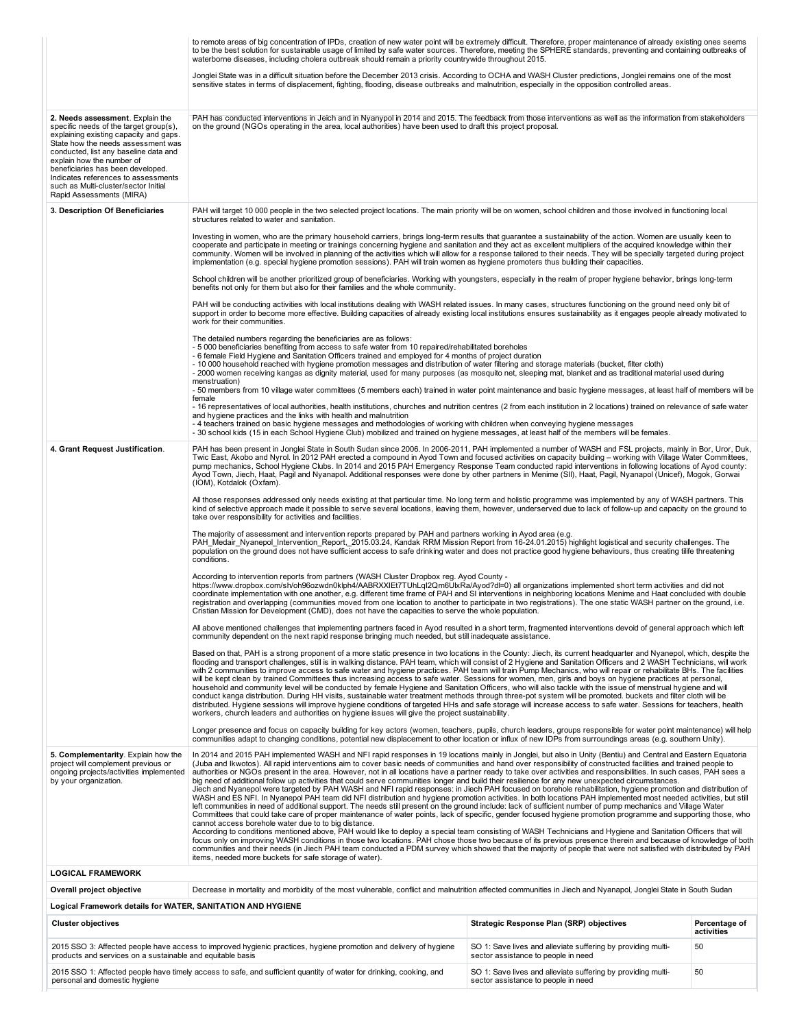to remote areas of big concentration of IPDs, creation of new water point will be extremely difficult. Therefore, proper maintenance of already existing ones seems to be the best solution for sustainable usage of limited by safe water sources. Therefore, meeting the SPHERE standards, preventing and containing outbreaks of waterborne diseases, including cholera outbreak should remain a priority countrywide throughout 2015.

Jonglei State was in a difficult situation before the December 2013 crisis. According to OCHA and WASH Cluster predictions, Jonglei remains one of the most sensitive states in terms of displacement, fighting, flooding, disease outbreaks and malnutrition, especially in the opposition controlled areas.

**2. Needs assessment**. Explain the specific needs of the target group(s), explaining existing capacity and gaps. State how the needs assessment was conducted, list any baseline data and explain how the number of beneficiaries has been developed. Indicates references to assessments such as Multi-cluster/sector Initial Rapid Assessments (MIRA)

PAH has conducted interventions in Jeich and in Nyanypol in 2014 and 2015. The feedback from those interventions as well as the information from stakeholders on the ground (NGOs operating in the area, local authorities) have been used to draft this project proposal.

**3. Description Of Beneficiaries**

PAH will target 10 000 people in the two selected project locations. The main priority will be on women, school children and those involved in functioning local structures related to water and sanitation.

Investing in women, who are the primary household carriers, brings long-term results that guarantee a sustainability of the action. Women are usually keen to cooperate and participate in meeting or trainings concerning hygiene and sanitation and they act as excellent multipliers of the acquired knowledge within their community. Women will be involved in planning of the activities which will allow for a response tailored to their needs. They will be specially targeted during project implementation (e.g. special hygiene promotion sessions). PAH will train women as hygiene promoters thus building their capacities.

School children will be another prioritized group of beneficiaries. Working with youngsters, especially in the realm of proper hygiene behavior, brings long-term benefits not only for them but also for their families and the whole community.

PAH will be conducting activities with local institutions dealing with WASH related issues. In many cases, structures functioning on the ground need only bit of support in order to become more effective. Building capacities of already existing local institutions ensures sustainability as it engages people already motivated to work for their communities.

The detailed numbers regarding the beneficiaries are as follows:
- 5 000 beneficiaries benefiting from access to safe water from 10 repaired/rehabilitated boreholes
- 6 female Field Hygiene and Sanitation Officers trained and employed for 4 months of project duration
- 10 000 household reached with hygiene promotion messages and distribution of water filtering and storage materials (bucket, filter cloth)
- 2000 women receiving kangas as dignity material, used for many purposes (as mosquito net, sleeping mat, blanket and as traditional material used during menstruation)
- 50 members from 10 village water committees (5 members each) trained in water point maintenance and basic hygiene messages, at least half of members will be female
- 16 representatives of local authorities, health institutions, churches and nutrition centres (2 from each institution in 2 locations) trained on relevance of safe water and hygiene practices and the links with health and malnutrition
- 4 teachers trained on basic hygiene messages and methodologies of working with children when conveying hygiene messages
- 30 school kids (15 in each School Hygiene Club) mobilized and trained on hygiene messages, at least half of the members will be females.

**4. Grant Request Justification**.

PAH has been present in South Sudan since 2006. In 2006-2011, PAH implemented a number of WASH and FSL projects, mainly in Bor, Uror, Duk, Twic East, Akobo and Nyrol. In 2012 PAH erected a compound in Ayod Town and focused activities on capacity building – working with Village Water Committees, pump mechanics, School Hygiene Clubs. In 2014 and 2015 PAH Emergency Response Team conducted rapid interventions in following locations of Ayod county: Ayod Town, Jiech, Haat, Pagil and Nyanapol. Additional responses were done by other partners in Menime (SII), Haat, Pagil, Nyanapol (Unicef), Mogok, Gorwai (IOM), Kotdalok (Oxfam).

All those responses addressed only needs existing at that particular time. No long term and holistic programme was implemented by any of WASH partners. This kind of selective approach made it possible to serve several locations, leaving them, however, underserved due to lack of follow-up and capacity on the ground to take over responsibility for activities and facilities.

The majority of assessment and intervention reports prepared by PAH and partners working in Ayod area (e.g. PAH_Medair_Nyanepol_Intervention_Report,_2015.03.24, Kandak RRM Mission Report from 16-24.01.2015) highlight logistical and security challenges. The population on the ground does not have sufficient access to safe drinking water and does not practice good hygiene behaviours, thus creating tlife threatening conditions.

According to intervention reports from partners (WASH Cluster Dropbox reg. Ayod County - https://www.dropbox.com/sh/oh96ozwdn0klph4/AABRXXIEt7TUhLqI2Qm6UlxRa/Ayod?dl=0) all organizations implemented short term activities and did not coordinate implementation with one another, e.g. different time frame of PAH and SI interventions in neighboring locations Menime and Haat concluded with double registration and overlapping (communities moved from one location to another to participate in two registrations). The one static WASH partner on the ground, i.e. Cristian Mission for Development (CMD), does not have the capacities to serve the whole population.

All above mentioned challenges that implementing partners faced in Ayod resulted in a short term, fragmented interventions devoid of general approach which left community dependent on the next rapid response bringing much needed, but still inadequate assistance.

Based on that, PAH is a strong proponent of a more static presence in two locations in the County: Jiech, its current headquarter and Nyanepol, which, despite the flooding and transport challenges, still is in walking distance. PAH team, which will consist of 2 Hygiene and Sanitation Officers and 2 WASH Technicians, will work with 2 communities to improve access to safe water and hygiene practices. PAH team will train Pump Mechanics, who will repair or rehabilitate BHs. The facilities will be kept clean by trained Committees thus increasing access to safe water. Sessions for women, men, girls and boys on hygiene practices at personal, household and community level will be conducted by female Hygiene and Sanitation Officers, who will also tackle with the issue of menstrual hygiene and will conduct kanga distribution. During HH visits, sustainable water treatment methods through three-pot system will be promoted. buckets and filter cloth will be distributed. Hygiene sessions will improve hygiene conditions of targeted HHs and safe storage will increase access to safe water. Sessions for teachers, health workers, church leaders and authorities on hygiene issues will give the project sustainability.

Longer presence and focus on capacity building for key actors (women, teachers, pupils, church leaders, groups responsible for water point maintenance) will help communities adapt to changing conditions, potential new displacement to other location or influx of new IDPs from surroundings areas (e.g. southern Unity).

**5. Complementarity**. Explain how the project will complement previous or ongoing projects/activities implemented by your organization.

In 2014 and 2015 PAH implemented WASH and NFI rapid responses in 19 locations mainly in Jonglei, but also in Unity (Bentiu) and Central and Eastern Equatoria (Juba and Ikwotos). All rapid interventions aim to cover basic needs of communities and hand over responsibility of constructed facilities and trained people to authorities or NGOs present in the area. However, not in all locations have a partner ready to take over activities and responsibilities. In such cases, PAH sees a big need of additional follow up activities that could serve communities longer and build their resilience for any new unexpected circumstances.
Jiech and Nyanepol were targeted by PAH WASH and NFI rapid responses: in Jiech PAH focused on borehole rehabilitation, hygiene promotion and distribution of WASH and ES NFI. In Nyanepol PAH team did NFI distribution and hygiene promotion activities. In both locations PAH implemented most needed activities, but still left communities in need of additional support. The needs still present on the ground include: lack of sufficient number of pump mechanics and Village Water Committees that could take care of proper maintenance of water points, lack of specific, gender focused hygiene promotion programme and supporting those, who cannot access borehole water due to to big distance.
According to conditions mentioned above, PAH would like to deploy a special team consisting of WASH Technicians and Hygiene and Sanitation Officers that will focus only on improving WASH conditions in those two locations. PAH chose those two because of its previous presence therein and because of knowledge of both communities and their needs (in Jiech PAH team conducted a PDM survey which showed that the majority of people that were not satisfied with distributed by PAH items, needed more buckets for safe storage of water).

**LOGICAL FRAMEWORK**

**Overall project objective**

Decrease in mortality and morbidity of the most vulnerable, conflict and malnutrition affected communities in Jiech and Nyanapol, Jonglei State in South Sudan

**Logical Framework details for WATER, SANITATION AND HYGIENE**

| Cluster objectives | Strategic Response Plan (SRP) objectives | Percentage of activities |
| --- | --- | --- |
| 2015 SSO 3: Affected people have access to improved hygienic practices, hygiene promotion and delivery of hygiene products and services on a sustainable and equitable basis | SO 1: Save lives and alleviate suffering by providing multi-sector assistance to people in need | 50 |
| 2015 SSO 1: Affected people have timely access to safe, and sufficient quantity of water for drinking, cooking, and personal and domestic hygiene | SO 1: Save lives and alleviate suffering by providing multi-sector assistance to people in need | 50 |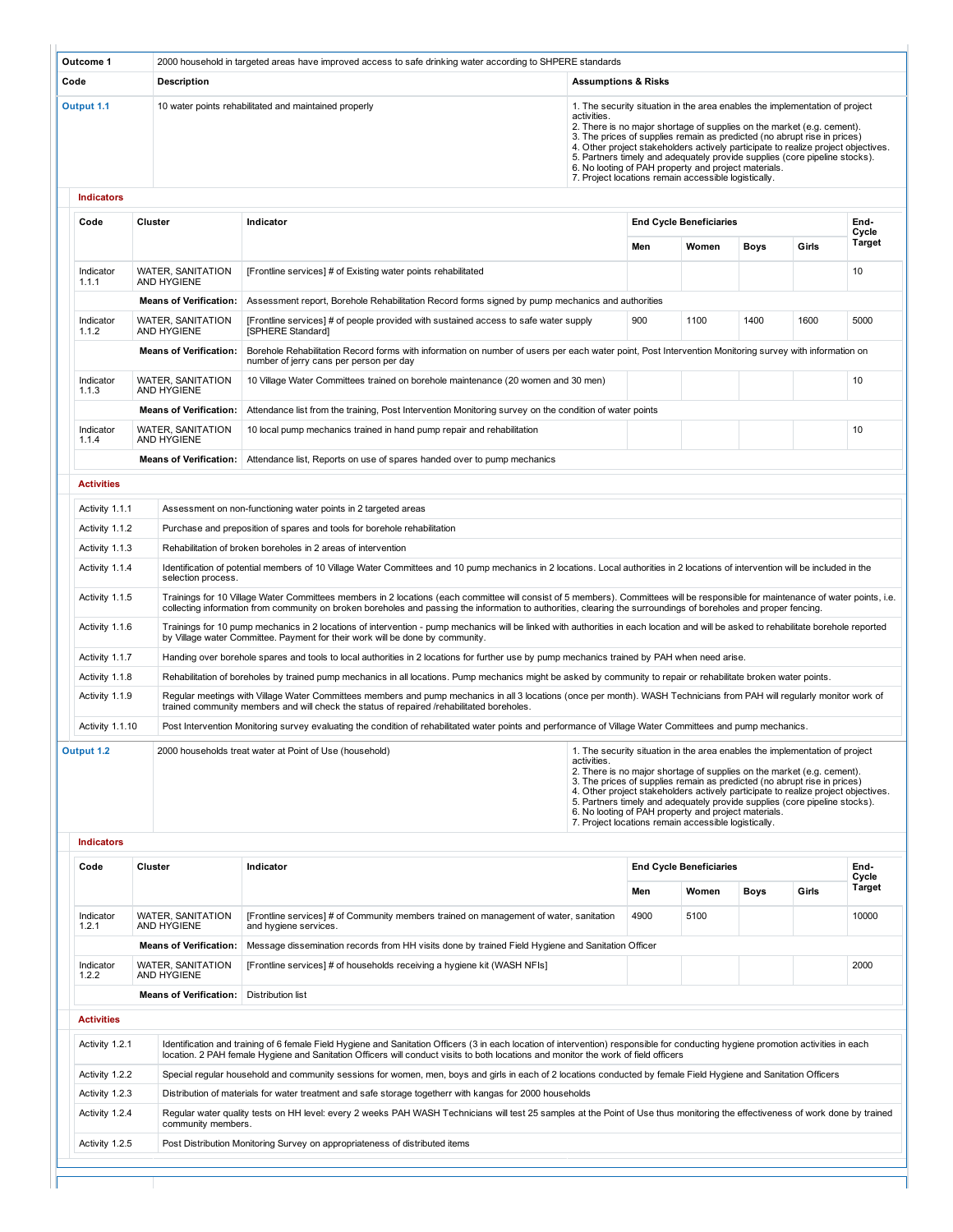| Outcome 1 | 2000 household in targeted areas have improved access to safe drinking water according to SHPERE standards | |
|---|---|---|
| **Code** | **Description** | **Assumptions & Risks** |
| **Output 1.1** | 10 water points rehabilitated and maintained properly | 1. The security situation in the area enables the implementation of project activities.<br>2. There is no major shortage of supplies on the market (e.g. cement).<br>3. The prices of supplies remain as predicted (no abrupt rise in prices)<br>4. Other project stakeholders actively participate to realize project objectives.<br>5. Partners timely and adequately provide supplies (core pipeline stocks).<br>6. No looting of PAH property and project materials.<br>7. Project locations remain accessible logistically. |

**Indicators**

| Code | Cluster | Indicator | End Cycle Beneficiaries | | | | End-Cycle Target |
|---|---|---|---|---|---|---|---|
| | | | Men | Women | Boys | Girls | |
| Indicator 1.1.1 | WATER, SANITATION AND HYGIENE | [Frontline services] # of Existing water points rehabilitated | | | | | 10 |
| | **Means of Verification:** | Assessment report, Borehole Rehabilitation Record forms signed by pump mechanics and authorities | | | | | |
| Indicator 1.1.2 | WATER, SANITATION AND HYGIENE | [Frontline services] # of people provided with sustained access to safe water supply [SPHERE Standard] | 900 | 1100 | 1400 | 1600 | 5000 |
| | **Means of Verification:** | Borehole Rehabilitation Record forms with information on number of users per each water point, Post Intervention Monitoring survey with information on number of jerry cans per person per day | | | | | |
| Indicator 1.1.3 | WATER, SANITATION AND HYGIENE | 10 Village Water Committees trained on borehole maintenance (20 women and 30 men) | | | | | 10 |
| | **Means of Verification:** | Attendance list from the training, Post Intervention Monitoring survey on the condition of water points | | | | | |
| Indicator 1.1.4 | WATER, SANITATION AND HYGIENE | 10 local pump mechanics trained in hand pump repair and rehabilitation | | | | | 10 |
| | **Means of Verification:** | Attendance list, Reports on use of spares handed over to pump mechanics | | | | | |

**Activities**

| | |
|---|---|
| Activity 1.1.1 | Assessment on non-functioning water points in 2 targeted areas |
| Activity 1.1.2 | Purchase and preposition of spares and tools for borehole rehabilitation |
| Activity 1.1.3 | Rehabilitation of broken boreholes in 2 areas of intervention |
| Activity 1.1.4 | Identification of potential members of 10 Village Water Committees and 10 pump mechanics in 2 locations. Local authorities in 2 locations of intervention will be included in the selection process. |
| Activity 1.1.5 | Trainings for 10 Village Water Committees members in 2 locations (each committee will consist of 5 members). Committees will be responsible for maintenance of water points, i.e. collecting information from community on broken boreholes and passing the information to authorities, clearing the surroundings of boreholes and proper fencing. |
| Activity 1.1.6 | Trainings for 10 pump mechanics in 2 locations of intervention - pump mechanics will be linked with authorities in each location and will be asked to rehabilitate borehole reported by Village water Committee. Payment for their work will be done by community. |
| Activity 1.1.7 | Handing over borehole spares and tools to local authorities in 2 locations for further use by pump mechanics trained by PAH when need arise. |
| Activity 1.1.8 | Rehabilitation of boreholes by trained pump mechanics in all locations. Pump mechanics might be asked by community to repair or rehabilitate broken water points. |
| Activity 1.1.9 | Regular meetings with Village Water Committees members and pump mechanics in all 3 locations (once per month). WASH Technicians from PAH will regularly monitor work of trained community members and will check the status of repaired /rehabilitated boreholes. |
| Activity 1.1.10 | Post Intervention Monitoring survey evaluating the condition of rehabilitated water points and performance of Village Water Committees and pump mechanics. |

| | | |
|---|---|---|
| **Output 1.2** | 2000 households treat water at Point of Use (household) | 1. The security situation in the area enables the implementation of project activities.<br>2. There is no major shortage of supplies on the market (e.g. cement).<br>3. The prices of supplies remain as predicted (no abrupt rise in prices)<br>4. Other project stakeholders actively participate to realize project objectives.<br>5. Partners timely and adequately provide supplies (core pipeline stocks).<br>6. No looting of PAH property and project materials.<br>7. Project locations remain accessible logistically. |

**Indicators**

| Code | Cluster | Indicator | End Cycle Beneficiaries | | | | End-Cycle Target |
|---|---|---|---|---|---|---|---|
| | | | Men | Women | Boys | Girls | |
| Indicator 1.2.1 | WATER, SANITATION AND HYGIENE | [Frontline services] # of Community members trained on management of water, sanitation and hygiene services. | 4900 | 5100 | | | 10000 |
| | **Means of Verification:** | Message dissemination records from HH visits done by trained Field Hygiene and Sanitation Officer | | | | | |
| Indicator 1.2.2 | WATER, SANITATION AND HYGIENE | [Frontline services] # of households receiving a hygiene kit (WASH NFIs] | | | | | 2000 |
| | **Means of Verification:** | Distribution list | | | | | |

**Activities**

| | |
|---|---|
| Activity 1.2.1 | Identification and training of 6 female Field Hygiene and Sanitation Officers (3 in each location of intervention) responsible for conducting hygiene promotion activities in each location. 2 PAH female Hygiene and Sanitation Officers will conduct visits to both locations and monitor the work of field officers |
| Activity 1.2.2 | Special regular household and community sessions for women, men, boys and girls in each of 2 locations conducted by female Field Hygiene and Sanitation Officers |
| Activity 1.2.3 | Distribution of materials for water treatment and safe storage togetherr with kangas for 2000 households |
| Activity 1.2.4 | Regular water quality tests on HH level: every 2 weeks PAH WASH Technicians will test 25 samples at the Point of Use thus monitoring the effectiveness of work done by trained community members. |
| Activity 1.2.5 | Post Distribution Monitoring Survey on appropriateness of distributed items |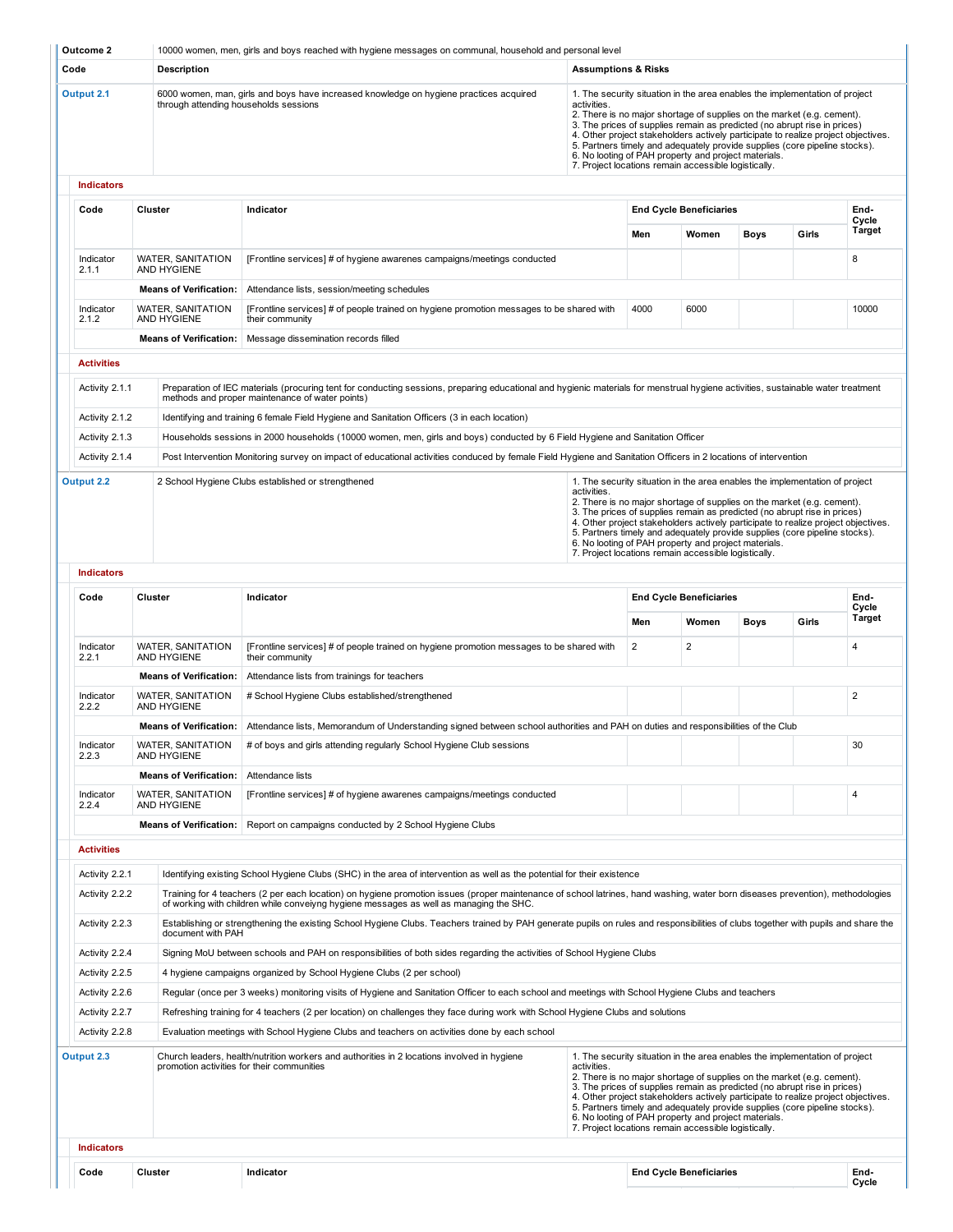| Outcome 2 | 10000 women, men, girls and boys reached with hygiene messages on communal, household and personal level | |
|---|---|---|
| **Code** | **Description** | **Assumptions & Risks** |
| **Output 2.1** | 6000 women, man, girls and boys have increased knowledge on hygiene practices acquired through attending households sessions | 1. The security situation in the area enables the implementation of project activities.<br>2. There is no major shortage of supplies on the market (e.g. cement).<br>3. The prices of supplies remain as predicted (no abrupt rise in prices)<br>4. Other project stakeholders actively participate to realize project objectives.<br>5. Partners timely and adequately provide supplies (core pipeline stocks).<br>6. No looting of PAH property and project materials.<br>7. Project locations remain accessible logistically. |

**Indicators**

| Code | Cluster | Indicator | End Cycle Beneficiaries | | | | End-Cycle Target |
|---|---|---|---|---|---|---|---|
| | | | Men | Women | Boys | Girls | |
| Indicator 2.1.1 | WATER, SANITATION AND HYGIENE | [Frontline services] # of hygiene awarenes campaigns/meetings conducted | | | | | 8 |
| | **Means of Verification:** | Attendance lists, session/meeting schedules | | | | | |
| Indicator 2.1.2 | WATER, SANITATION AND HYGIENE | [Frontline services] # of people trained on hygiene promotion messages to be shared with their community | 4000 | 6000 | | | 10000 |
| | **Means of Verification:** | Message dissemination records filled | | | | | |

**Activities**

| | |
|---|---|
| Activity 2.1.1 | Preparation of IEC materials (procuring tent for conducting sessions, preparing educational and hygienic materials for menstrual hygiene activities, sustainable water treatment methods and proper maintenance of water points) |
| Activity 2.1.2 | Identifying and training 6 female Field Hygiene and Sanitation Officers (3 in each location) |
| Activity 2.1.3 | Households sessions in 2000 households (10000 women, men, girls and boys) conducted by 6 Field Hygiene and Sanitation Officer |
| Activity 2.1.4 | Post Intervention Monitoring survey on impact of educational activities conduced by female Field Hygiene and Sanitation Officers in 2 locations of intervention |

| | | |
|---|---|---|
| **Output 2.2** | 2 School Hygiene Clubs established or strengthened | 1. The security situation in the area enables the implementation of project activities.<br>2. There is no major shortage of supplies on the market (e.g. cement).<br>3. The prices of supplies remain as predicted (no abrupt rise in prices)<br>4. Other project stakeholders actively participate to realize project objectives.<br>5. Partners timely and adequately provide supplies (core pipeline stocks).<br>6. No looting of PAH property and project materials.<br>7. Project locations remain accessible logistically. |

**Indicators**

| Code | Cluster | Indicator | End Cycle Beneficiaries | | | | End-Cycle Target |
|---|---|---|---|---|---|---|---|
| | | | Men | Women | Boys | Girls | |
| Indicator 2.2.1 | WATER, SANITATION AND HYGIENE | [Frontline services] # of people trained on hygiene promotion messages to be shared with their community | 2 | 2 | | | 4 |
| | **Means of Verification:** | Attendance lists from trainings for teachers | | | | | |
| Indicator 2.2.2 | WATER, SANITATION AND HYGIENE | # School Hygiene Clubs established/strengthened | | | | | 2 |
| | **Means of Verification:** | Attendance lists, Memorandum of Understanding signed between school authorities and PAH on duties and responsibilities of the Club | | | | | |
| Indicator 2.2.3 | WATER, SANITATION AND HYGIENE | # of boys and girls attending regularly School Hygiene Club sessions | | | | | 30 |
| | **Means of Verification:** | Attendance lists | | | | | |
| Indicator 2.2.4 | WATER, SANITATION AND HYGIENE | [Frontline services] # of hygiene awarenes campaigns/meetings conducted | | | | | 4 |
| | **Means of Verification:** | Report on campaigns conducted by 2 School Hygiene Clubs | | | | | |

**Activities**

| | |
|---|---|
| Activity 2.2.1 | Identifying existing School Hygiene Clubs (SHC) in the area of intervention as well as the potential for their existence |
| Activity 2.2.2 | Training for 4 teachers (2 per each location) on hygiene promotion issues (proper maintenance of school latrines, hand washing, water born diseases prevention), methodologies of working with children while conveiyng hygiene messages as well as managing the SHC. |
| Activity 2.2.3 | Establishing or strengthening the existing School Hygiene Clubs. Teachers trained by PAH generate pupils on rules and responsibilities of clubs together with pupils and share the document with PAH |
| Activity 2.2.4 | Signing MoU between schools and PAH on responsibilities of both sides regarding the activities of School Hygiene Clubs |
| Activity 2.2.5 | 4 hygiene campaigns organized by School Hygiene Clubs (2 per school) |
| Activity 2.2.6 | Regular (once per 3 weeks) monitoring visits of Hygiene and Sanitation Officer to each school and meetings with School Hygiene Clubs and teachers |
| Activity 2.2.7 | Refreshing training for 4 teachers (2 per location) on challenges they face during work with School Hygiene Clubs and solutions |
| Activity 2.2.8 | Evaluation meetings with School Hygiene Clubs and teachers on activities done by each school |

| | | |
|---|---|---|
| **Output 2.3** | Church leaders, health/nutrition workers and authorities in 2 locations involved in hygiene promotion activities for their communities | 1. The security situation in the area enables the implementation of project activities.<br>2. There is no major shortage of supplies on the market (e.g. cement).<br>3. The prices of supplies remain as predicted (no abrupt rise in prices)<br>4. Other project stakeholders actively participate to realize project objectives.<br>5. Partners timely and adequately provide supplies (core pipeline stocks).<br>6. No looting of PAH property and project materials.<br>7. Project locations remain accessible logistically. |

**Indicators**

| Code | Cluster | Indicator | End Cycle Beneficiaries | End-Cycle |
|---|---|---|---|---|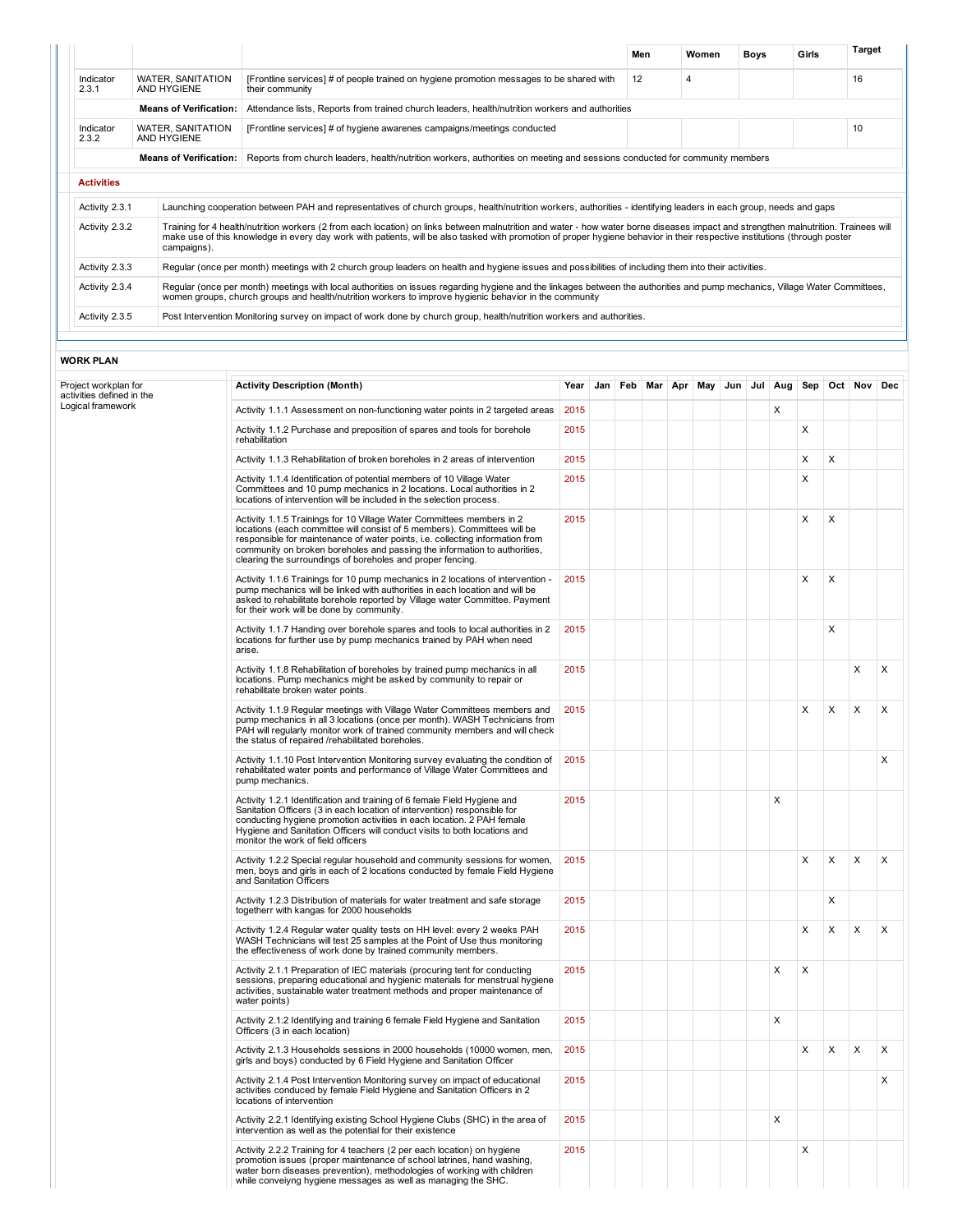| | | | Men | Women | Boys | Girls | Target |
|---|---|---|---|---|---|---|---|
| Indicator 2.3.1 | WATER, SANITATION AND HYGIENE | [Frontline services] # of people trained on hygiene promotion messages to be shared with their community | 12 | 4 | | | 16 |
| | **Means of Verification:** | Attendance lists, Reports from trained church leaders, health/nutrition workers and authorities | | | | | |
| Indicator 2.3.2 | WATER, SANITATION AND HYGIENE | [Frontline services] # of hygiene awarenes campaigns/meetings conducted | | | | | 10 |
| | **Means of Verification:** | Reports from church leaders, health/nutrition workers, authorities on meeting and sessions conducted for community members | | | | | |

**Activities**

| | |
|---|---|
| Activity 2.3.1 | Launching cooperation between PAH and representatives of church groups, health/nutrition workers, authorities - identifying leaders in each group, needs and gaps |
| Activity 2.3.2 | Training for 4 health/nutrition workers (2 from each location) on links between malnutrition and water - how water borne diseases impact and strengthen malnutrition. Trainees will make use of this knowledge in every day work with patients, will be also tasked with promotion of proper hygiene behavior in their respective institutions (through poster campaigns). |
| Activity 2.3.3 | Regular (once per month) meetings with 2 church group leaders on health and hygiene issues and possibilities of including them into their activities. |
| Activity 2.3.4 | Regular (once per month) meetings with local authorities on issues regarding hygiene and the linkages between the authorities and pump mechanics, Village Water Committees, women groups, church groups and health/nutrition workers to improve hygienic behavior in the community |
| Activity 2.3.5 | Post Intervention Monitoring survey on impact of work done by church group, health/nutrition workers and authorities. |

**WORK PLAN**

Project workplan for activities defined in the Logical framework

| Activity Description (Month) | Year | Jan | Feb | Mar | Apr | May | Jun | Jul | Aug | Sep | Oct | Nov | Dec |
|---|---|---|---|---|---|---|---|---|---|---|---|---|---|
| Activity 1.1.1 Assessment on non-functioning water points in 2 targeted areas | 2015 | | | | | | | | X | | | | |
| Activity 1.1.2 Purchase and preposition of spares and tools for borehole rehabilitation | 2015 | | | | | | | | | X | | | |
| Activity 1.1.3 Rehabilitation of broken boreholes in 2 areas of intervention | 2015 | | | | | | | | | X | X | | |
| Activity 1.1.4 Identification of potential members of 10 Village Water Committees and 10 pump mechanics in 2 locations. Local authorities in 2 locations of intervention will be included in the selection process. | 2015 | | | | | | | | | X | | | |
| Activity 1.1.5 Trainings for 10 Village Water Committees members in 2 locations (each committee will consist of 5 members). Committees will be responsible for maintenance of water points, i.e. collecting information from community on broken boreholes and passing the information to authorities, clearing the surroundings of boreholes and proper fencing. | 2015 | | | | | | | | | X | X | | |
| Activity 1.1.6 Trainings for 10 pump mechanics in 2 locations of intervention - pump mechanics will be linked with authorities in each location and will be asked to rehabilitate borehole reported by Village water Committee. Payment for their work will be done by community. | 2015 | | | | | | | | | X | X | | |
| Activity 1.1.7 Handing over borehole spares and tools to local authorities in 2 locations for further use by pump mechanics trained by PAH when need arise. | 2015 | | | | | | | | | | X | | |
| Activity 1.1.8 Rehabilitation of boreholes by trained pump mechanics in all locations. Pump mechanics might be asked by community to repair or rehabilitate broken water points. | 2015 | | | | | | | | | | | X | X |
| Activity 1.1.9 Regular meetings with Village Water Committees members and pump mechanics in all 3 locations (once per month). WASH Technicians from PAH will regularly monitor work of trained community members and will check the status of repaired /rehabilitated boreholes. | 2015 | | | | | | | | | X | X | X | X |
| Activity 1.1.10 Post Intervention Monitoring survey evaluating the condition of rehabilitated water points and performance of Village Water Committees and pump mechanics. | 2015 | | | | | | | | | | | | X |
| Activity 1.2.1 Identification and training of 6 female Field Hygiene and Sanitation Officers (3 in each location of intervention) responsible for conducting hygiene promotion activities in each location. 2 PAH female Hygiene and Sanitation Officers will conduct visits to both locations and monitor the work of field officers | 2015 | | | | | | | | X | | | | |
| Activity 1.2.2 Special regular household and community sessions for women, men, boys and girls in each of 2 locations conducted by female Field Hygiene and Sanitation Officers | 2015 | | | | | | | | | X | X | X | X |
| Activity 1.2.3 Distribution of materials for water treatment and safe storage togetherr with kangas for 2000 households | 2015 | | | | | | | | | | X | | |
| Activity 1.2.4 Regular water quality tests on HH level: every 2 weeks PAH WASH Technicians will test 25 samples at the Point of Use thus monitoring the effectiveness of work done by trained community members. | 2015 | | | | | | | | | X | X | X | X |
| Activity 2.1.1 Preparation of IEC materials (procuring tent for conducting sessions, preparing educational and hygienic materials for menstrual hygiene activities, sustainable water treatment methods and proper maintenance of water points) | 2015 | | | | | | | | X | X | | | |
| Activity 2.1.2 Identifying and training 6 female Field Hygiene and Sanitation Officers (3 in each location) | 2015 | | | | | | | | X | | | | |
| Activity 2.1.3 Households sessions in 2000 households (10000 women, men, girls and boys) conducted by 6 Field Hygiene and Sanitation Officer | 2015 | | | | | | | | | X | X | X | X |
| Activity 2.1.4 Post Intervention Monitoring survey on impact of educational activities conduced by female Field Hygiene and Sanitation Officers in 2 locations of intervention | 2015 | | | | | | | | | | | | X |
| Activity 2.2.1 Identifying existing School Hygiene Clubs (SHC) in the area of intervention as well as the potential for their existence | 2015 | | | | | | | | X | | | | |
| Activity 2.2.2 Training for 4 teachers (2 per each location) on hygiene promotion issues (proper maintenance of school latrines, hand washing, water born diseases prevention), methodologies of working with children while conveiyng hygiene messages as well as managing the SHC. | 2015 | | | | | | | | | X | | | |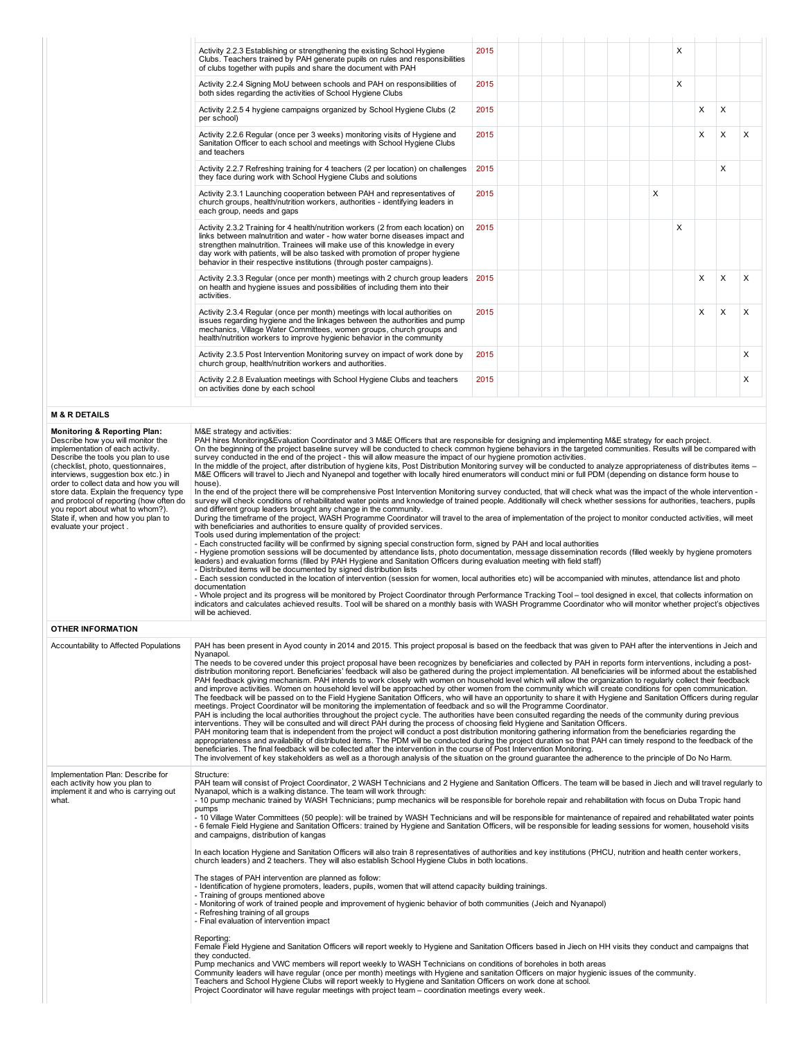| | | | | | | | | | | | | | |
|---|---|---|---|---|---|---|---|---|---|---|---|---|---|
| Activity 2.2.3 Establishing or strengthening the existing School Hygiene Clubs. Teachers trained by PAH generate pupils on rules and responsibilities of clubs together with pupils and share the document with PAH | 2015 | | | | | | | | | X | | | |
| Activity 2.2.4 Signing MoU between schools and PAH on responsibilities of both sides regarding the activities of School Hygiene Clubs | 2015 | | | | | | | | | X | | | |
| Activity 2.2.5 4 hygiene campaigns organized by School Hygiene Clubs (2 per school) | 2015 | | | | | | | | | | X | X | |
| Activity 2.2.6 Regular (once per 3 weeks) monitoring visits of Hygiene and Sanitation Officer to each school and meetings with School Hygiene Clubs and teachers | 2015 | | | | | | | | | | X | X | X |
| Activity 2.2.7 Refreshing training for 4 teachers (2 per location) on challenges they face during work with School Hygiene Clubs and solutions | 2015 | | | | | | | | | | | X | |
| Activity 2.3.1 Launching cooperation between PAH and representatives of church groups, health/nutrition workers, authorities - identifying leaders in each group, needs and gaps | 2015 | | | | | | | | X | | | | |
| Activity 2.3.2 Training for 4 health/nutrition workers (2 from each location) on links between malnutrition and water - how water borne diseases impact and strengthen malnutrition. Trainees will make use of this knowledge in every day work with patients, will be also tasked with promotion of proper hygiene behavior in their respective institutions (through poster campaigns). | 2015 | | | | | | | | | X | | | |
| Activity 2.3.3 Regular (once per month) meetings with 2 church group leaders on health and hygiene issues and possibilities of including them into their activities. | 2015 | | | | | | | | | | X | X | X |
| Activity 2.3.4 Regular (once per month) meetings with local authorities on issues regarding hygiene and the linkages between the authorities and pump mechanics, Village Water Committees, women groups, church groups and health/nutrition workers to improve hygienic behavior in the community | 2015 | | | | | | | | | | X | X | X |
| Activity 2.3.5 Post Intervention Monitoring survey on impact of work done by church group, health/nutrition workers and authorities. | 2015 | | | | | | | | | | | | X |
| Activity 2.2.8 Evaluation meetings with School Hygiene Clubs and teachers on activities done by each school | 2015 | | | | | | | | | | | | X |

**M & R DETAILS**

| | |
|---|---|
| **Monitoring & Reporting Plan:** Describe how you will monitor the implementation of each activity. Describe the tools you plan to use (checklist, photo, questionnaires, interviews, suggestion box etc.) in order to collect data and how you will store data. Explain the frequency type and protocol of reporting (how often do you report about what to whom?). State if, when and how you plan to evaluate your project . | M&E strategy and activities:<br>PAH hires Monitoring&Evaluation Coordinator and 3 M&E Officers that are responsible for designing and implementing M&E strategy for each project.<br>On the beginning of the project baseline survey will be conducted to check common hygiene behaviors in the targeted communities. Results will be compared with survey conducted in the end of the project - this will allow measure the impact of our hygiene promotion activities.<br>In the middle of the project, after distribution of hygiene kits, Post Distribution Monitoring survey will be conducted to analyze appropriateness of distributes items – M&E Officers will travel to Jiech and Nyanepol and together with locally hired enumerators will conduct mini or full PDM (depending on distance form house to house).<br>In the end of the project there will be comprehensive Post Intervention Monitoring survey conducted, that will check what was the impact of the whole intervention - survey will check conditions of rehabilitated water points and knowledge of trained people. Additionally will check whether sessions for authorities, teachers, pupils and different group leaders brought any change in the community.<br>During the timeframe of the project, WASH Programme Coordinator will travel to the area of implementation of the project to monitor conducted activities, will meet with beneficiaries and authorities to ensure quality of provided services.<br>Tools used during implementation of the project:<br>- Each constructed facility will be confirmed by signing special construction form, signed by PAH and local authorities<br>- Hygiene promotion sessions will be documented by attendance lists, photo documentation, message dissemination records (filled weekly by hygiene promoters leaders) and evaluation forms (filled by PAH Hygiene and Sanitation Officers during evaluation meeting with field staff)<br>- Distributed items will be documented by signed distribution lists<br>- Each session conducted in the location of intervention (session for women, local authorities etc) will be accompanied with minutes, attendance list and photo documentation<br>- Whole project and its progress will be monitored by Project Coordinator through Performance Tracking Tool – tool designed in excel, that collects information on indicators and calculates achieved results. Tool will be shared on a monthly basis with WASH Programme Coordinator who will monitor whether project's objectives will be achieved. |

**OTHER INFORMATION**

| | |
|---|---|
| Accountability to Affected Populations | PAH has been present in Ayod county in 2014 and 2015. This project proposal is based on the feedback that was given to PAH after the interventions in Jeich and Nyanapol.<br>The needs to be covered under this project proposal have been recognizes by beneficiaries and collected by PAH in reports form interventions, including a post-distribution monitoring report. Beneficiaries' feedback will also be gathered during the project implementation. All beneficiaries will be informed about the established PAH feedback giving mechanism. PAH intends to work closely with women on household level which will allow the organization to regularly collect their feedback and improve activities. Women on household level will be approached by other women from the community which will create conditions for open communication. The feedback will be passed on to the Field Hygiene Sanitation Officers, who will have an opportunity to share it with Hygiene and Sanitation Officers during regular meetings. Project Coordinator will be monitoring the implementation of feedback and so will the Programme Coordinator.<br>PAH is including the local authorities throughout the project cycle. The authorities have been consulted regarding the needs of the community during previous interventions. They will be consulted and will direct PAH during the process of choosing field Hygiene and Sanitation Officers.<br>PAH monitoring team that is independent from the project will conduct a post distribution monitoring gathering information from the beneficiaries regarding the appropriateness and availability of distributed items. The PDM will be conducted during the project duration so that PAH can timely respond to the feedback of the beneficiaries. The final feedback will be collected after the intervention in the course of Post Intervention Monitoring.<br>The involvement of key stakeholders as well as a thorough analysis of the situation on the ground guarantee the adherence to the principle of Do No Harm. |
| Implementation Plan: Describe for each activity how you plan to implement it and who is carrying out what. | Structure:<br>PAH team will consist of Project Coordinator, 2 WASH Technicians and 2 Hygiene and Sanitation Officers. The team will be based in Jiech and will travel regularly to Nyanapol, which is a walking distance. The team will work through:<br>- 10 pump mechanic trained by WASH Technicians; pump mechanics will be responsible for borehole repair and rehabilitation with focus on Duba Tropic hand pumps<br>- 10 Village Water Committees (50 people): will be trained by WASH Technicians and will be responsible for maintenance of repaired and rehabilitated water points<br>- 6 female Field Hygiene and Sanitation Officers: trained by Hygiene and Sanitation Officers, will be responsible for leading sessions for women, household visits and campaigns, distribution of kangas<br><br>In each location Hygiene and Sanitation Officers will also train 8 representatives of authorities and key institutions (PHCU, nutrition and health center workers, church leaders) and 2 teachers. They will also establish School Hygiene Clubs in both locations.<br><br>The stages of PAH intervention are planned as follow:<br>- Identification of hygiene promoters, leaders, pupils, women that will attend capacity building trainings.<br>- Training of groups mentioned above<br>- Monitoring of work of trained people and improvement of hygienic behavior of both communities (Jeich and Nyanapol)<br>- Refreshing training of all groups<br>- Final evaluation of intervention impact<br><br>Reporting:<br>Female Field Hygiene and Sanitation Officers will report weekly to Hygiene and Sanitation Officers based in Jiech on HH visits they conduct and campaigns that they conducted.<br>Pump mechanics and VWC members will report weekly to WASH Technicians on conditions of boreholes in both areas<br>Community leaders will have regular (once per month) meetings with Hygiene and sanitation Officers on major hygienic issues of the community.<br>Teachers and School Hygiene Clubs will report weekly to Hygiene and Sanitation Officers on work done at school.<br>Project Coordinator will have regular meetings with project team – coordination meetings every week. |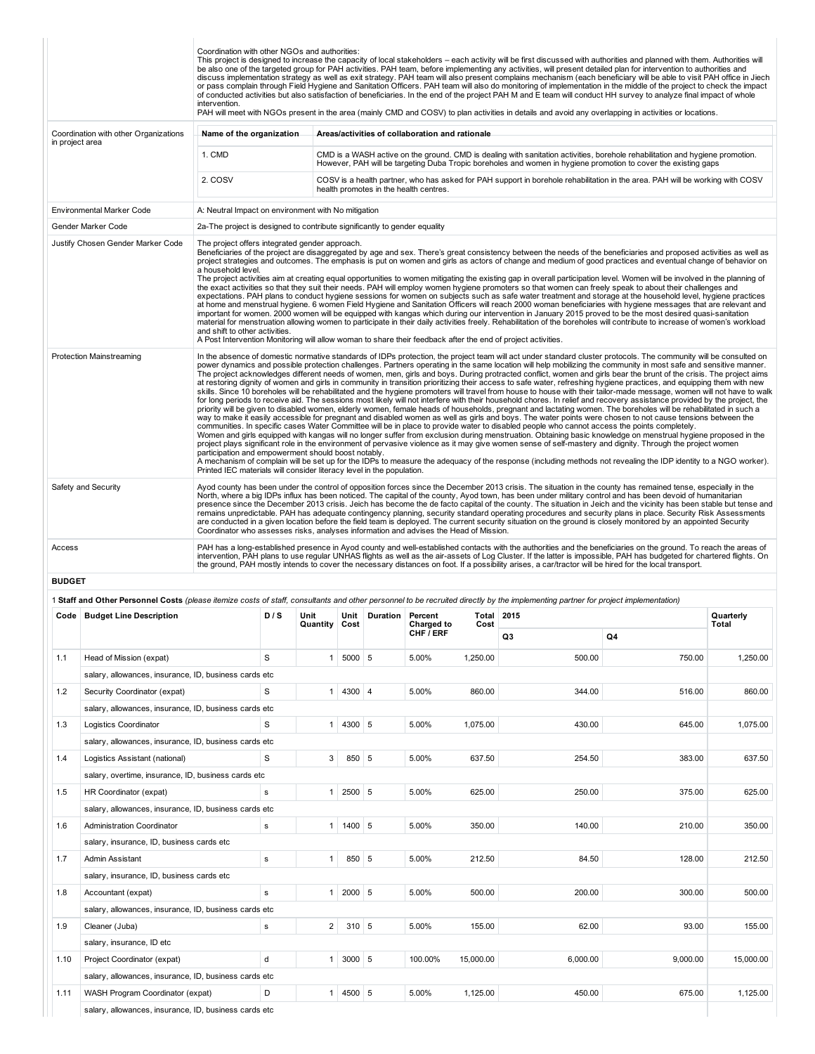| | |
|---|---|
| | Coordination with other NGOs and authorities:<br>This project is designed to increase the capacity of local stakeholders – each activity will be first discussed with authorities and planned with them. Authorities will be also one of the targeted group for PAH activities. PAH team, before implementing any activities, will present detailed plan for intervention to authorities and discuss implementation strategy as well as exit strategy. PAH team will also present complains mechanism (each beneficiary will be able to visit PAH office in Jiech or pass complain through Field Hygiene and Sanitation Officers. PAH team will also do monitoring of implementation in the middle of the project to check the impact of conducted activities but also satisfaction of beneficiaries. In the end of the project PAH M and E team will conduct HH survey to analyze final impact of whole intervention.<br>PAH will meet with NGOs present in the area (mainly CMD and COSV) to plan activities in details and avoid any overlapping in activities or locations. |
| Coordination with other Organizations in project area | **Name of the organization** — **Areas/activities of collaboration and rationale**<br>1. CMD — CMD is a WASH active on the ground. CMD is dealing with sanitation activities, borehole rehabilitation and hygiene promotion. However, PAH will be targeting Duba Tropic boreholes and women in hygiene promotion to cover the existing gaps<br>2. COSV — COSV is a health partner, who has asked for PAH support in borehole rehabilitation in the area. PAH will be working with COSV health promotes in the health centres. |
| Environmental Marker Code | A: Neutral Impact on environment with No mitigation |
| Gender Marker Code | 2a-The project is designed to contribute significantly to gender equality |
| Justify Chosen Gender Marker Code | The project offers integrated gender approach.<br>Beneficiaries of the project are disaggregated by age and sex. There's great consistency between the needs of the beneficiaries and proposed activities as well as project strategies and outcomes. The emphasis is put on women and girls as actors of change and medium of good practices and eventual change of behavior on a household level.<br>The project activities aim at creating equal opportunities to women mitigating the existing gap in overall participation level. Women will be involved in the planning of the exact activities so that they suit their needs. PAH will employ women hygiene promoters so that women can freely speak to about their challenges and expectations. PAH plans to conduct hygiene sessions for women on subjects such as safe water treatment and storage at the household level, hygiene practices at home and menstrual hygiene. 6 women Field Hygiene and Sanitation Officers will reach 2000 woman beneficiaries with hygiene messages that are relevant and important for women. 2000 women will be equipped with kangas which during our intervention in January 2015 proved to be the most desired quasi-sanitation material for menstruation allowing women to participate in their daily activities freely. Rehabilitation of the boreholes will contribute to increase of women's workload and shift to other activities.<br>A Post Intervention Monitoring will allow woman to share their feedback after the end of project activities. |
| Protection Mainstreaming | In the absence of domestic normative standards of IDPs protection, the project team will act under standard cluster protocols. The community will be consulted on power dynamics and possible protection challenges. Partners operating in the same location will help mobilizing the community in most safe and sensitive manner. The project acknowledges different needs of women, men, girls and boys. During protracted conflict, women and girls bear the brunt of the crisis. The project aims at restoring dignity of women and girls in community in transition prioritizing their access to safe water, refreshing hygiene practices, and equipping them with new skills. Since 10 boreholes will be rehabilitated and the hygiene promoters will travel from house to house with their tailor-made message, women will not have to walk for long periods to receive aid. The sessions most likely will not interfere with their household chores. In relief and recovery assistance provided by the project, the priority will be given to disabled women, elderly women, female heads of households, pregnant and lactating women. The boreholes will be rehabilitated in such a way to make it easily accessible for pregnant and disabled women as well as girls and boys. The water points were chosen to not cause tensions between the communities. In specific cases Water Committee will be in place to provide water to disabled people who cannot access the points completely.<br>Women and girls equipped with kangas will no longer suffer from exclusion during menstruation. Obtaining basic knowledge on menstrual hygiene proposed in the project plays significant role in the environment of pervasive violence as it may give women sense of self-mastery and dignity. Through the project women participation and empowerment should boost notably.<br>A mechanism of complain will be set up for the IDPs to measure the adequacy of the response (including methods not revealing the IDP identity to a NGO worker). Printed IEC materials will consider literacy level in the population. |
| Safety and Security | Ayod county has been under the control of opposition forces since the December 2013 crisis. The situation in the county has remained tense, especially in the North, where a big IDPs influx has been noticed. The capital of the county, Ayod town, has been under military control and has been devoid of humanitarian presence since the December 2013 crisis. Jeich has become the de facto capital of the county. The situation in Jeich and the vicinity has been stable but tense and remains unpredictable. PAH has adequate contingency planning, security standard operating procedures and security plans in place. Security Risk Assessments are conducted in a given location before the field team is deployed. The current security situation on the ground is closely monitored by an appointed Security Coordinator who assesses risks, analyses information and advises the Head of Mission. |
| Access | PAH has a long-established presence in Ayod county and well-established contacts with the authorities and the beneficiaries on the ground. To reach the areas of intervention, PAH plans to use regular UNHAS flights as well as the air-assets of Log Cluster. If the latter is impossible, PAH has budgeted for chartered flights. On the ground, PAH mostly intends to cover the necessary distances on foot. If a possibility arises, a car/tractor will be hired for the local transport. |

**BUDGET**

1 **Staff and Other Personnel Costs** *(please itemize costs of staff, consultants and other personnel to be recruited directly by the implementing partner for project implementation)*

| Code | Budget Line Description | D / S | Unit Quantity | Unit Cost | Duration | Percent Charged to CHF / ERF | Total Cost | 2015 Q3 | 2015 Q4 | Quarterly Total |
|---|---|---|---|---|---|---|---|---|---|---|
| 1.1 | Head of Mission (expat) | S | 1 | 5000 | 5 | 5.00% | 1,250.00 | 500.00 | 750.00 | 1,250.00 |
| | salary, allowances, insurance, ID, business cards etc | | | | | | | | | |
| 1.2 | Security Coordinator (expat) | S | 1 | 4300 | 4 | 5.00% | 860.00 | 344.00 | 516.00 | 860.00 |
| | salary, allowances, insurance, ID, business cards etc | | | | | | | | | |
| 1.3 | Logistics Coordinator | S | 1 | 4300 | 5 | 5.00% | 1,075.00 | 430.00 | 645.00 | 1,075.00 |
| | salary, allowances, insurance, ID, business cards etc | | | | | | | | | |
| 1.4 | Logistics Assistant (national) | S | 3 | 850 | 5 | 5.00% | 637.50 | 254.50 | 383.00 | 637.50 |
| | salary, overtime, insurance, ID, business cards etc | | | | | | | | | |
| 1.5 | HR Coordinator (expat) | s | 1 | 2500 | 5 | 5.00% | 625.00 | 250.00 | 375.00 | 625.00 |
| | salary, allowances, insurance, ID, business cards etc | | | | | | | | | |
| 1.6 | Administration Coordinator | s | 1 | 1400 | 5 | 5.00% | 350.00 | 140.00 | 210.00 | 350.00 |
| | salary, insurance, ID, business cards etc | | | | | | | | | |
| 1.7 | Admin Assistant | s | 1 | 850 | 5 | 5.00% | 212.50 | 84.50 | 128.00 | 212.50 |
| | salary, insurance, ID, business cards etc | | | | | | | | | |
| 1.8 | Accountant (expat) | s | 1 | 2000 | 5 | 5.00% | 500.00 | 200.00 | 300.00 | 500.00 |
| | salary, allowances, insurance, ID, business cards etc | | | | | | | | | |
| 1.9 | Cleaner (Juba) | s | 2 | 310 | 5 | 5.00% | 155.00 | 62.00 | 93.00 | 155.00 |
| | salary, insurance, ID etc | | | | | | | | | |
| 1.10 | Project Coordinator (expat) | d | 1 | 3000 | 5 | 100.00% | 15,000.00 | 6,000.00 | 9,000.00 | 15,000.00 |
| | salary, allowances, insurance, ID, business cards etc | | | | | | | | | |
| 1.11 | WASH Program Coordinator (expat) | D | 1 | 4500 | 5 | 5.00% | 1,125.00 | 450.00 | 675.00 | 1,125.00 |
| | salary, allowances, insurance, ID, business cards etc | | | | | | | | | |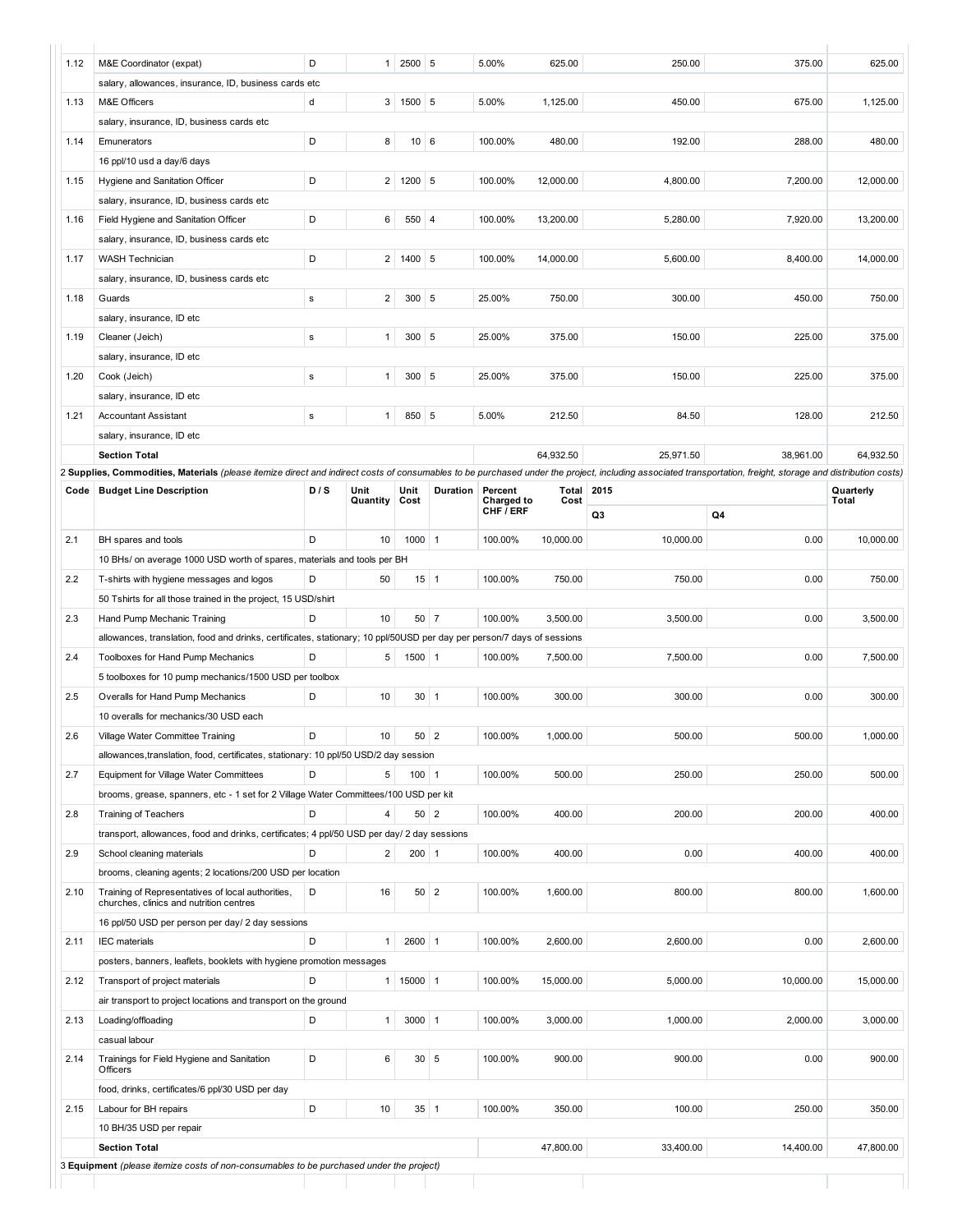| Code | Budget Line Description | D / S | Unit Quantity | Unit Cost | Duration | Percent Charged to CHF / ERF | Total Cost | 2015 Q3 | Q4 | Quarterly Total |
|---|---|---|---|---|---|---|---|---|---|---|
| 1.12 | M&E Coordinator (expat) | D | 1 | 2500 | 5 | 5.00% | 625.00 | 250.00 | 375.00 | 625.00 |
| | salary, allowances, insurance, ID, business cards etc | | | | | | | | | |
| 1.13 | M&E Officers | d | 3 | 1500 | 5 | 5.00% | 1,125.00 | 450.00 | 675.00 | 1,125.00 |
| | salary, insurance, ID, business cards etc | | | | | | | | | |
| 1.14 | Emunerators | D | 8 | 10 | 6 | 100.00% | 480.00 | 192.00 | 288.00 | 480.00 |
| | 16 ppl/10 usd a day/6 days | | | | | | | | | |
| 1.15 | Hygiene and Sanitation Officer | D | 2 | 1200 | 5 | 100.00% | 12,000.00 | 4,800.00 | 7,200.00 | 12,000.00 |
| | salary, insurance, ID, business cards etc | | | | | | | | | |
| 1.16 | Field Hygiene and Sanitation Officer | D | 6 | 550 | 4 | 100.00% | 13,200.00 | 5,280.00 | 7,920.00 | 13,200.00 |
| | salary, insurance, ID, business cards etc | | | | | | | | | |
| 1.17 | WASH Technician | D | 2 | 1400 | 5 | 100.00% | 14,000.00 | 5,600.00 | 8,400.00 | 14,000.00 |
| | salary, insurance, ID, business cards etc | | | | | | | | | |
| 1.18 | Guards | s | 2 | 300 | 5 | 25.00% | 750.00 | 300.00 | 450.00 | 750.00 |
| | salary, insurance, ID etc | | | | | | | | | |
| 1.19 | Cleaner (Jeich) | s | 1 | 300 | 5 | 25.00% | 375.00 | 150.00 | 225.00 | 375.00 |
| | salary, insurance, ID etc | | | | | | | | | |
| 1.20 | Cook (Jeich) | s | 1 | 300 | 5 | 25.00% | 375.00 | 150.00 | 225.00 | 375.00 |
| | salary, insurance, ID etc | | | | | | | | | |
| 1.21 | Accountant Assistant | s | 1 | 850 | 5 | 5.00% | 212.50 | 84.50 | 128.00 | 212.50 |
| | salary, insurance, ID etc | | | | | | | | | |
| | **Section Total** | | | | | | 64,932.50 | 25,971.50 | 38,961.00 | 64,932.50 |

2 **Supplies, Commodities, Materials** *(please itemize direct and indirect costs of consumables to be purchased under the project, including associated transportation, freight, storage and distribution costs)*

| Code | Budget Line Description | D / S | Unit Quantity | Unit Cost | Duration | Percent Charged to CHF / ERF | Total Cost | 2015 Q3 | Q4 | Quarterly Total |
|---|---|---|---|---|---|---|---|---|---|---|
| 2.1 | BH spares and tools | D | 10 | 1000 | 1 | 100.00% | 10,000.00 | 10,000.00 | 0.00 | 10,000.00 |
| | 10 BHs/ on average 1000 USD worth of spares, materials and tools per BH | | | | | | | | | |
| 2.2 | T-shirts with hygiene messages and logos | D | 50 | 15 | 1 | 100.00% | 750.00 | 750.00 | 0.00 | 750.00 |
| | 50 Tshirts for all those trained in the project, 15 USD/shirt | | | | | | | | | |
| 2.3 | Hand Pump Mechanic Training | D | 10 | 50 | 7 | 100.00% | 3,500.00 | 3,500.00 | 0.00 | 3,500.00 |
| | allowances, translation, food and drinks, certificates, stationary; 10 ppl/50USD per day per person/7 days of sessions | | | | | | | | | |
| 2.4 | Toolboxes for Hand Pump Mechanics | D | 5 | 1500 | 1 | 100.00% | 7,500.00 | 7,500.00 | 0.00 | 7,500.00 |
| | 5 toolboxes for 10 pump mechanics/1500 USD per toolbox | | | | | | | | | |
| 2.5 | Overalls for Hand Pump Mechanics | D | 10 | 30 | 1 | 100.00% | 300.00 | 300.00 | 0.00 | 300.00 |
| | 10 overalls for mechanics/30 USD each | | | | | | | | | |
| 2.6 | Village Water Committee Training | D | 10 | 50 | 2 | 100.00% | 1,000.00 | 500.00 | 500.00 | 1,000.00 |
| | allowances,translation, food, certificates, stationary: 10 ppl/50 USD/2 day session | | | | | | | | | |
| 2.7 | Equipment for Village Water Committees | D | 5 | 100 | 1 | 100.00% | 500.00 | 250.00 | 250.00 | 500.00 |
| | brooms, grease, spanners, etc - 1 set for 2 Village Water Committees/100 USD per kit | | | | | | | | | |
| 2.8 | Training of Teachers | D | 4 | 50 | 2 | 100.00% | 400.00 | 200.00 | 200.00 | 400.00 |
| | transport, allowances, food and drinks, certificates; 4 ppl/50 USD per day/ 2 day sessions | | | | | | | | | |
| 2.9 | School cleaning materials | D | 2 | 200 | 1 | 100.00% | 400.00 | 0.00 | 400.00 | 400.00 |
| | brooms, cleaning agents; 2 locations/200 USD per location | | | | | | | | | |
| 2.10 | Training of Representatives of local authorities, churches, clinics and nutrition centres | D | 16 | 50 | 2 | 100.00% | 1,600.00 | 800.00 | 800.00 | 1,600.00 |
| | 16 ppl/50 USD per person per day/ 2 day sessions | | | | | | | | | |
| 2.11 | IEC materials | D | 1 | 2600 | 1 | 100.00% | 2,600.00 | 2,600.00 | 0.00 | 2,600.00 |
| | posters, banners, leaflets, booklets with hygiene promotion messages | | | | | | | | | |
| 2.12 | Transport of project materials | D | 1 | 15000 | 1 | 100.00% | 15,000.00 | 5,000.00 | 10,000.00 | 15,000.00 |
| | air transport to project locations and transport on the ground | | | | | | | | | |
| 2.13 | Loading/offloading | D | 1 | 3000 | 1 | 100.00% | 3,000.00 | 1,000.00 | 2,000.00 | 3,000.00 |
| | casual labour | | | | | | | | | |
| 2.14 | Trainings for Field Hygiene and Sanitation Officers | D | 6 | 30 | 5 | 100.00% | 900.00 | 900.00 | 0.00 | 900.00 |
| | food, drinks, certificates/6 ppl/30 USD per day | | | | | | | | | |
| 2.15 | Labour for BH repairs | D | 10 | 35 | 1 | 100.00% | 350.00 | 100.00 | 250.00 | 350.00 |
| | 10 BH/35 USD per repair | | | | | | | | | |
| | **Section Total** | | | | | | 47,800.00 | 33,400.00 | 14,400.00 | 47,800.00 |

3 **Equipment** *(please itemize costs of non-consumables to be purchased under the project)*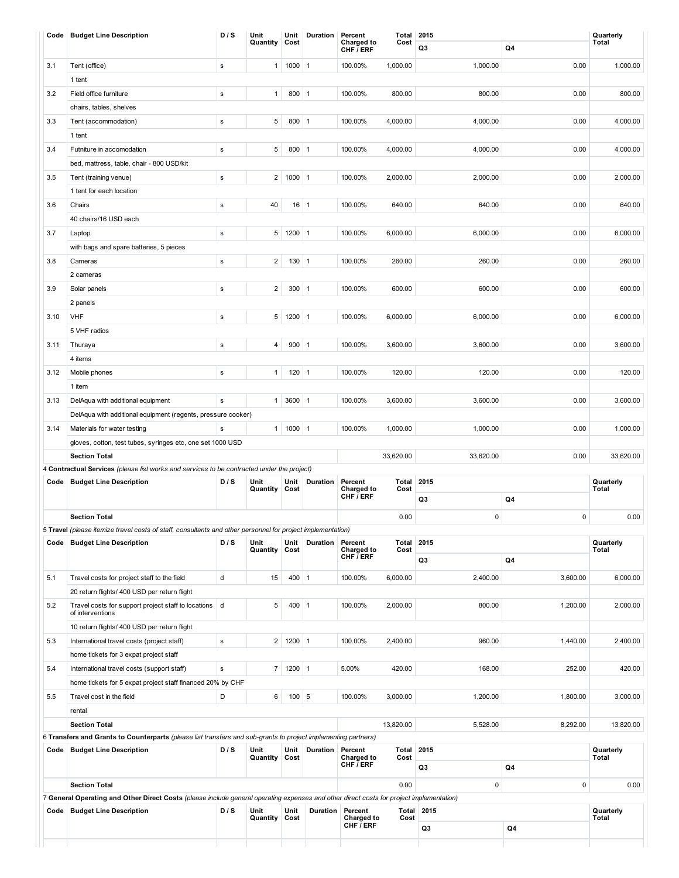| Code | Budget Line Description | D / S | Unit Quantity | Unit Cost | Duration | Percent Charged to CHF / ERF | Total Cost | 2015 | | Quarterly Total |
|---|---|---|---|---|---|---|---|---|---|---|
| | | | | | | | | Q3 | Q4 | |
| 3.1 | Tent (office) | s | 1 | 1000 | 1 | 100.00% | 1,000.00 | 1,000.00 | 0.00 | 1,000.00 |
| | 1 tent | | | | | | | | | |
| 3.2 | Field office furniture | s | 1 | 800 | 1 | 100.00% | 800.00 | 800.00 | 0.00 | 800.00 |
| | chairs, tables, shelves | | | | | | | | | |
| 3.3 | Tent (accommodation) | s | 5 | 800 | 1 | 100.00% | 4,000.00 | 4,000.00 | 0.00 | 4,000.00 |
| | 1 tent | | | | | | | | | |
| 3.4 | Futniture in accomodation | s | 5 | 800 | 1 | 100.00% | 4,000.00 | 4,000.00 | 0.00 | 4,000.00 |
| | bed, mattress, table, chair - 800 USD/kit | | | | | | | | | |
| 3.5 | Tent (training venue) | s | 2 | 1000 | 1 | 100.00% | 2,000.00 | 2,000.00 | 0.00 | 2,000.00 |
| | 1 tent for each location | | | | | | | | | |
| 3.6 | Chairs | s | 40 | 16 | 1 | 100.00% | 640.00 | 640.00 | 0.00 | 640.00 |
| | 40 chairs/16 USD each | | | | | | | | | |
| 3.7 | Laptop | s | 5 | 1200 | 1 | 100.00% | 6,000.00 | 6,000.00 | 0.00 | 6,000.00 |
| | with bags and spare batteries, 5 pieces | | | | | | | | | |
| 3.8 | Cameras | s | 2 | 130 | 1 | 100.00% | 260.00 | 260.00 | 0.00 | 260.00 |
| | 2 cameras | | | | | | | | | |
| 3.9 | Solar panels | s | 2 | 300 | 1 | 100.00% | 600.00 | 600.00 | 0.00 | 600.00 |
| | 2 panels | | | | | | | | | |
| 3.10 | VHF | s | 5 | 1200 | 1 | 100.00% | 6,000.00 | 6,000.00 | 0.00 | 6,000.00 |
| | 5 VHF radios | | | | | | | | | |
| 3.11 | Thuraya | s | 4 | 900 | 1 | 100.00% | 3,600.00 | 3,600.00 | 0.00 | 3,600.00 |
| | 4 items | | | | | | | | | |
| 3.12 | Mobile phones | s | 1 | 120 | 1 | 100.00% | 120.00 | 120.00 | 0.00 | 120.00 |
| | 1 item | | | | | | | | | |
| 3.13 | DelAqua with additional equipment | s | 1 | 3600 | 1 | 100.00% | 3,600.00 | 3,600.00 | 0.00 | 3,600.00 |
| | DelAqua with additional equipment (regents, pressure cooker) | | | | | | | | | |
| 3.14 | Materials for water testing | s | 1 | 1000 | 1 | 100.00% | 1,000.00 | 1,000.00 | 0.00 | 1,000.00 |
| | gloves, cotton, test tubes, syringes etc, one set 1000 USD | | | | | | | | | |
| | **Section Total** | | | | | | 33,620.00 | 33,620.00 | 0.00 | 33,620.00 |

4 **Contractual Services** *(please list works and services to be contracted under the project)*

| Code | Budget Line Description | D / S | Unit Quantity | Unit Cost | Duration | Percent Charged to CHF / ERF | Total Cost | 2015 | | Quarterly Total |
|---|---|---|---|---|---|---|---|---|---|---|
| | | | | | | | | Q3 | Q4 | |
| | **Section Total** | | | | | | 0.00 | 0 | 0 | 0.00 |

5 **Travel** *(please itemize travel costs of staff, consultants and other personnel for project implementation)*

| Code | Budget Line Description | D / S | Unit Quantity | Unit Cost | Duration | Percent Charged to CHF / ERF | Total Cost | 2015 | | Quarterly Total |
|---|---|---|---|---|---|---|---|---|---|---|
| | | | | | | | | Q3 | Q4 | |
| 5.1 | Travel costs for project staff to the field | d | 15 | 400 | 1 | 100.00% | 6,000.00 | 2,400.00 | 3,600.00 | 6,000.00 |
| | 20 return flights/ 400 USD per return flight | | | | | | | | | |
| 5.2 | Travel costs for support project staff to locations of interventions | d | 5 | 400 | 1 | 100.00% | 2,000.00 | 800.00 | 1,200.00 | 2,000.00 |
| | 10 return flights/ 400 USD per return flight | | | | | | | | | |
| 5.3 | International travel costs (project staff) | s | 2 | 1200 | 1 | 100.00% | 2,400.00 | 960.00 | 1,440.00 | 2,400.00 |
| | home tickets for 3 expat project staff | | | | | | | | | |
| 5.4 | International travel costs (support staff) | s | 7 | 1200 | 1 | 5.00% | 420.00 | 168.00 | 252.00 | 420.00 |
| | home tickets for 5 expat project staff financed 20% by CHF | | | | | | | | | |
| 5.5 | Travel cost in the field | D | 6 | 100 | 5 | 100.00% | 3,000.00 | 1,200.00 | 1,800.00 | 3,000.00 |
| | rental | | | | | | | | | |
| | **Section Total** | | | | | | 13,820.00 | 5,528.00 | 8,292.00 | 13,820.00 |

6 **Transfers and Grants to Counterparts** *(please list transfers and sub-grants to project implementing partners)*

| Code | Budget Line Description | D / S | Unit Quantity | Unit Cost | Duration | Percent Charged to CHF / ERF | Total Cost | 2015 | | Quarterly Total |
|---|---|---|---|---|---|---|---|---|---|---|
| | | | | | | | | Q3 | Q4 | |
| | **Section Total** | | | | | | 0.00 | 0 | 0 | 0.00 |

7 **General Operating and Other Direct Costs** *(please include general operating expenses and other direct costs for project implementation)*

| Code | Budget Line Description | D / S | Unit Quantity | Unit Cost | Duration | Percent Charged to CHF / ERF | Total Cost | 2015 | | Quarterly Total |
|---|---|---|---|---|---|---|---|---|---|---|
| | | | | | | | | Q3 | Q4 | |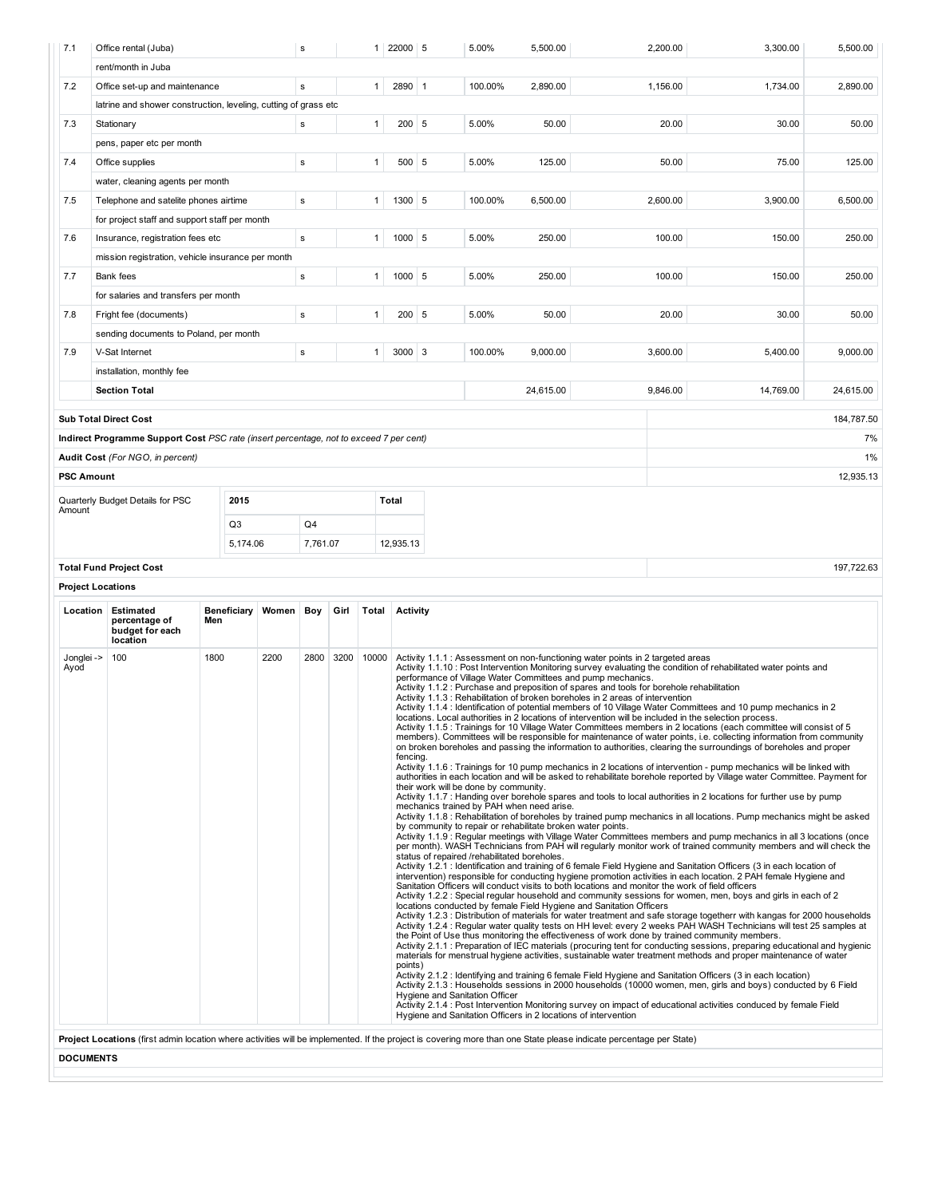| | | | | | | | | | | |
|---|---|---|---|---|---|---|---|---|---|---|
| 7.1 | Office rental (Juba) | s | 1 | 22000 | 5 | 5.00% | 5,500.00 | 2,200.00 | 3,300.00 | 5,500.00 |
| | rent/month in Juba | | | | | | | | | |
| 7.2 | Office set-up and maintenance | s | 1 | 2890 | 1 | 100.00% | 2,890.00 | 1,156.00 | 1,734.00 | 2,890.00 |
| | latrine and shower construction, leveling, cutting of grass etc | | | | | | | | | |
| 7.3 | Stationary | s | 1 | 200 | 5 | 5.00% | 50.00 | 20.00 | 30.00 | 50.00 |
| | pens, paper etc per month | | | | | | | | | |
| 7.4 | Office supplies | s | 1 | 500 | 5 | 5.00% | 125.00 | 50.00 | 75.00 | 125.00 |
| | water, cleaning agents per month | | | | | | | | | |
| 7.5 | Telephone and satelite phones airtime | s | 1 | 1300 | 5 | 100.00% | 6,500.00 | 2,600.00 | 3,900.00 | 6,500.00 |
| | for project staff and support staff per month | | | | | | | | | |
| 7.6 | Insurance, registration fees etc | s | 1 | 1000 | 5 | 5.00% | 250.00 | 100.00 | 150.00 | 250.00 |
| | mission registration, vehicle insurance per month | | | | | | | | | |
| 7.7 | Bank fees | s | 1 | 1000 | 5 | 5.00% | 250.00 | 100.00 | 150.00 | 250.00 |
| | for salaries and transfers per month | | | | | | | | | |
| 7.8 | Fright fee (documents) | s | 1 | 200 | 5 | 5.00% | 50.00 | 20.00 | 30.00 | 50.00 |
| | sending documents to Poland, per month | | | | | | | | | |
| 7.9 | V-Sat Internet | s | 1 | 3000 | 3 | 100.00% | 9,000.00 | 3,600.00 | 5,400.00 | 9,000.00 |
| | installation, monthly fee | | | | | | | | | |
| | **Section Total** | | | | | | 24,615.00 | 9,846.00 | 14,769.00 | 24,615.00 |

| | |
|---|---|
| **Sub Total Direct Cost** | 184,787.50 |
| **Indirect Programme Support Cost** *PSC rate (insert percentage, not to exceed 7 per cent)* | 7% |
| **Audit Cost** *(For NGO, in percent)* | 1% |
| **PSC Amount** | 12,935.13 |

| Quarterly Budget Details for PSC Amount | 2015 | | Total |
|---|---|---|---|
| | Q3 | Q4 | |
| | 5,174.06 | 7,761.07 | 12,935.13 |

| | |
|---|---|
| **Total Fund Project Cost** | 197,722.63 |

**Project Locations**

| Location | Estimated percentage of budget for each location | Beneficiary Men | Women | Boy | Girl | Total | Activity |
|---|---|---|---|---|---|---|---|
| Jonglei -> Ayod | 100 | 1800 | 2200 | 2800 | 3200 | 10000 | Activity 1.1.1 : Assessment on non-functioning water points in 2 targeted areas<br>Activity 1.1.10 : Post Intervention Monitoring survey evaluating the condition of rehabilitated water points and performance of Village Water Committees and pump mechanics.<br>Activity 1.1.2 : Purchase and preposition of spares and tools for borehole rehabilitation<br>Activity 1.1.3 : Rehabilitation of broken boreholes in 2 areas of intervention<br>Activity 1.1.4 : Identification of potential members of 10 Village Water Committees and 10 pump mechanics in 2 locations. Local authorities in 2 locations of intervention will be included in the selection process.<br>Activity 1.1.5 : Trainings for 10 Village Water Committees members in 2 locations (each committee will consist of 5 members). Committees will be responsible for maintenance of water points, i.e. collecting information from community on broken boreholes and passing the information to authorities, clearing the surroundings of boreholes and proper fencing.<br>Activity 1.1.6 : Trainings for 10 pump mechanics in 2 locations of intervention - pump mechanics will be linked with authorities in each location and will be asked to rehabilitate borehole reported by Village water Committee. Payment for their work will be done by community.<br>Activity 1.1.7 : Handing over borehole spares and tools to local authorities in 2 locations for further use by pump mechanics trained by PAH when need arise.<br>Activity 1.1.8 : Rehabilitation of boreholes by trained pump mechanics in all locations. Pump mechanics might be asked by community to repair or rehabilitate broken water points.<br>Activity 1.1.9 : Regular meetings with Village Water Committees members and pump mechanics in all 3 locations (once per month). WASH Technicians from PAH will regularly monitor work of trained community members and will check the status of repaired /rehabilitated boreholes.<br>Activity 1.2.1 : Identification and training of 6 female Field Hygiene and Sanitation Officers (3 in each location of intervention) responsible for conducting hygiene promotion activities in each location. 2 PAH female Hygiene and Sanitation Officers will conduct visits to both locations and monitor the work of field officers<br>Activity 1.2.2 : Special regular household and community sessions for women, men, boys and girls in each of 2 locations conducted by female Field Hygiene and Sanitation Officers<br>Activity 1.2.3 : Distribution of materials for water treatment and safe storage togetherr with kangas for 2000 households<br>Activity 1.2.4 : Regular water quality tests on HH level: every 2 weeks PAH WASH Technicians will test 25 samples at the Point of Use thus monitoring the effectiveness of work done by trained community members.<br>Activity 2.1.1 : Preparation of IEC materials (procuring tent for conducting sessions, preparing educational and hygienic materials for menstrual hygiene activities, sustainable water treatment methods and proper maintenance of water points)<br>Activity 2.1.2 : Identifying and training 6 female Field Hygiene and Sanitation Officers (3 in each location)<br>Activity 2.1.3 : Households sessions in 2000 households (10000 women, men, girls and boys) conducted by 6 Field Hygiene and Sanitation Officer<br>Activity 2.1.4 : Post Intervention Monitoring survey on impact of educational activities conduced by female Field Hygiene and Sanitation Officers in 2 locations of intervention |

**Project Locations** (first admin location where activities will be implemented. If the project is covering more than one State please indicate percentage per State)

**DOCUMENTS**